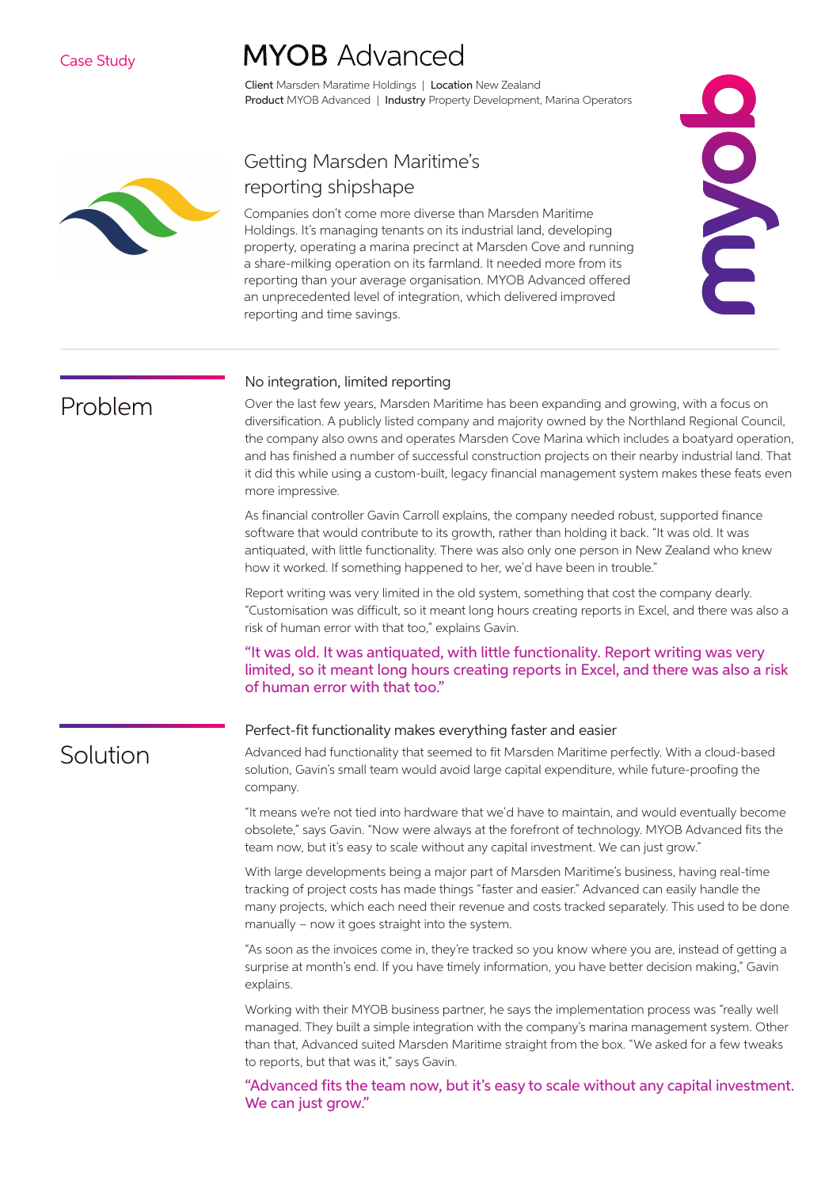Case Study

# MYOB Advanced

**Client** Marsden Maratime Holdings | **Location** New Zealand
**Product** MYOB Advanced | **Industry** Property Development, Marina Operators

## Getting Marsden Maritime's reporting shipshape

Companies don't come more diverse than Marsden Maritime Holdings. It's managing tenants on its industrial land, developing property, operating a marina precinct at Marsden Cove and running a share-milking operation on its farmland. It needed more from its reporting than your average organisation. MYOB Advanced offered an unprecedented level of integration, which delivered improved reporting and time savings.

## Problem

### No integration, limited reporting

Over the last few years, Marsden Maritime has been expanding and growing, with a focus on diversification. A publicly listed company and majority owned by the Northland Regional Council, the company also owns and operates Marsden Cove Marina which includes a boatyard operation, and has finished a number of successful construction projects on their nearby industrial land. That it did this while using a custom-built, legacy financial management system makes these feats even more impressive.

As financial controller Gavin Carroll explains, the company needed robust, supported finance software that would contribute to its growth, rather than holding it back. "It was old. It was antiquated, with little functionality. There was also only one person in New Zealand who knew how it worked. If something happened to her, we'd have been in trouble."

Report writing was very limited in the old system, something that cost the company dearly. "Customisation was difficult, so it meant long hours creating reports in Excel, and there was also a risk of human error with that too," explains Gavin.

> "It was old. It was antiquated, with little functionality. Report writing was very limited, so it meant long hours creating reports in Excel, and there was also a risk of human error with that too."

## Solution

### Perfect-fit functionality makes everything faster and easier

Advanced had functionality that seemed to fit Marsden Maritime perfectly. With a cloud-based solution, Gavin's small team would avoid large capital expenditure, while future-proofing the company.

"It means we're not tied into hardware that we'd have to maintain, and would eventually become obsolete," says Gavin. "Now were always at the forefront of technology. MYOB Advanced fits the team now, but it's easy to scale without any capital investment. We can just grow."

With large developments being a major part of Marsden Maritime's business, having real-time tracking of project costs has made things "faster and easier." Advanced can easily handle the many projects, which each need their revenue and costs tracked separately. This used to be done manually – now it goes straight into the system.

"As soon as the invoices come in, they're tracked so you know where you are, instead of getting a surprise at month's end. If you have timely information, you have better decision making," Gavin explains.

Working with their MYOB business partner, he says the implementation process was "really well managed. They built a simple integration with the company's marina management system. Other than that, Advanced suited Marsden Maritime straight from the box. "We asked for a few tweaks to reports, but that was it," says Gavin.

> "Advanced fits the team now, but it's easy to scale without any capital investment. We can just grow."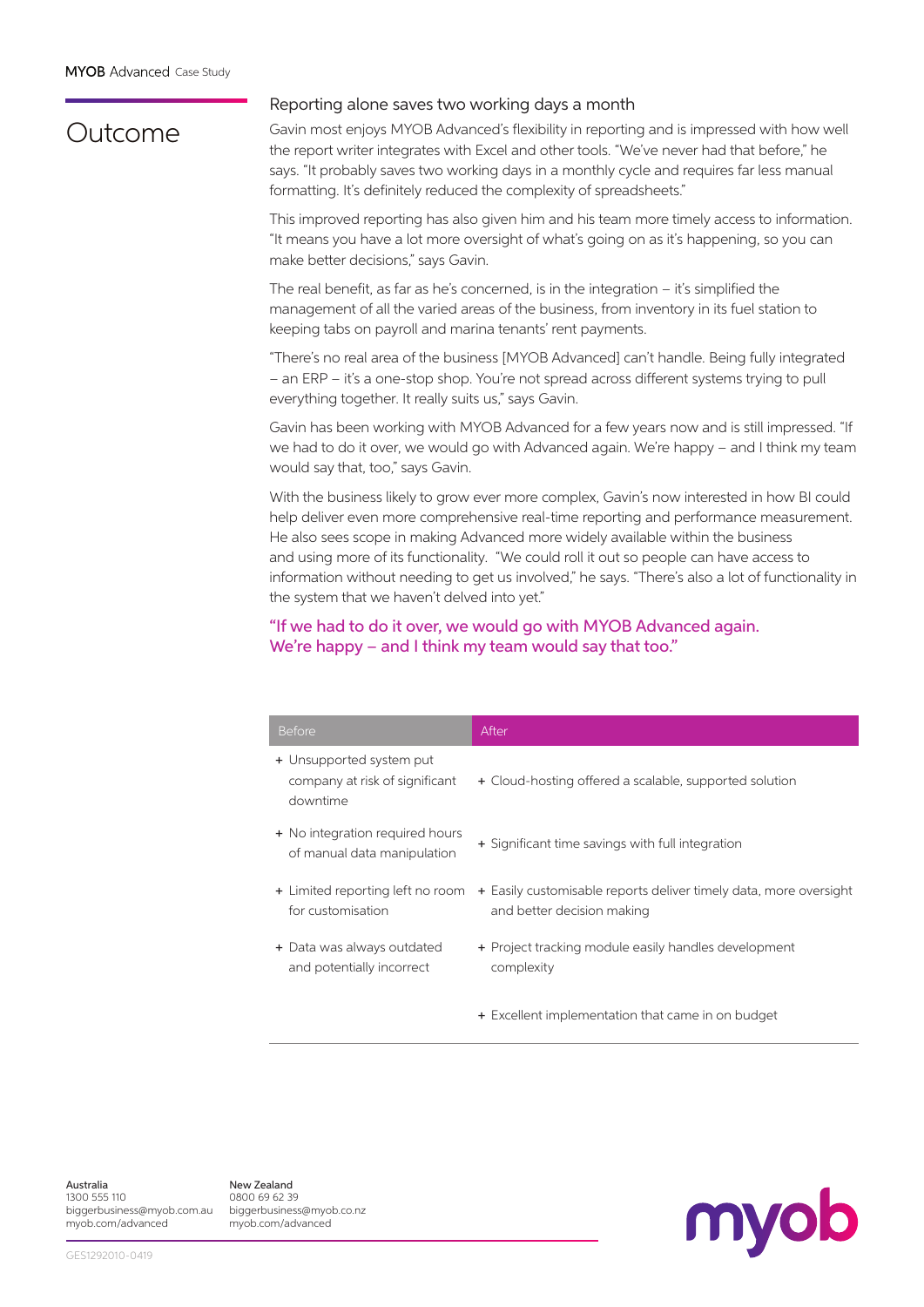# Outcome

## Reporting alone saves two working days a month

Gavin most enjoys MYOB Advanced's flexibility in reporting and is impressed with how well the report writer integrates with Excel and other tools. "We've never had that before," he says. "It probably saves two working days in a monthly cycle and requires far less manual formatting. It's definitely reduced the complexity of spreadsheets."

This improved reporting has also given him and his team more timely access to information. "It means you have a lot more oversight of what's going on as it's happening, so you can make better decisions," says Gavin.

The real benefit, as far as he's concerned, is in the integration – it's simplified the management of all the varied areas of the business, from inventory in its fuel station to keeping tabs on payroll and marina tenants' rent payments.

"There's no real area of the business [MYOB Advanced] can't handle. Being fully integrated – an ERP – it's a one-stop shop. You're not spread across different systems trying to pull everything together. It really suits us," says Gavin.

Gavin has been working with MYOB Advanced for a few years now and is still impressed. "If we had to do it over, we would go with Advanced again. We're happy – and I think my team would say that, too," says Gavin.

With the business likely to grow ever more complex, Gavin's now interested in how BI could help deliver even more comprehensive real-time reporting and performance measurement. He also sees scope in making Advanced more widely available within the business and using more of its functionality. "We could roll it out so people can have access to information without needing to get us involved," he says. "There's also a lot of functionality in the system that we haven't delved into yet."

"If we had to do it over, we would go with MYOB Advanced again. We're happy – and I think my team would say that too."

| Before | After |
|---|---|
| + Unsupported system put company at risk of significant downtime | + Cloud-hosting offered a scalable, supported solution |
| + No integration required hours of manual data manipulation | + Significant time savings with full integration |
| + Limited reporting left no room for customisation | + Easily customisable reports deliver timely data, more oversight and better decision making |
| + Data was always outdated and potentially incorrect | + Project tracking module easily handles development complexity |
| | + Excellent implementation that came in on budget |

**Australia**
1300 555 110
biggerbusiness@myob.com.au
myob.com/advanced

**New Zealand**
0800 69 62 39
biggerbusiness@myob.co.nz
myob.com/advanced

GES1292010-0419